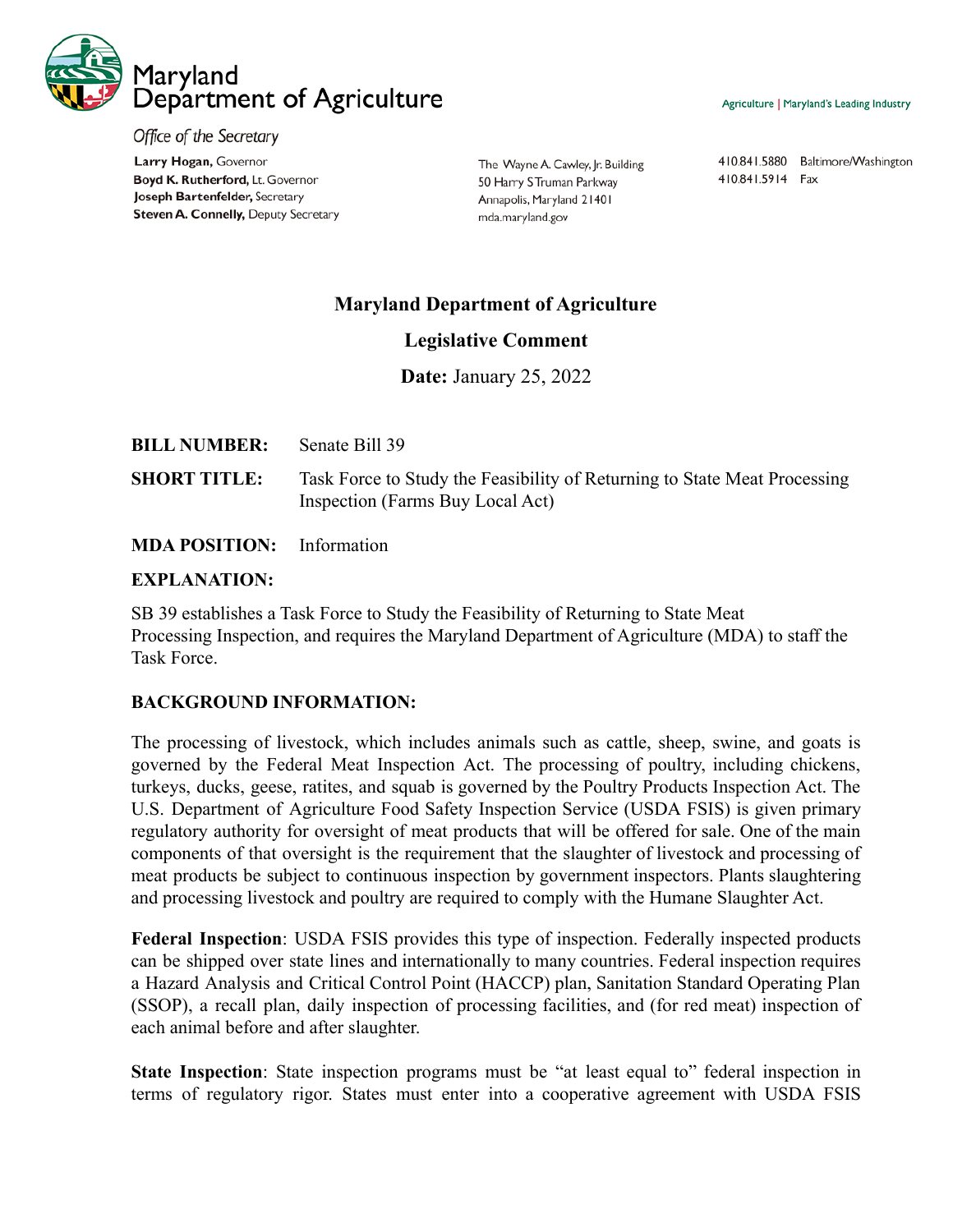Maryland Department of Agriculture

*Office of the Secretary*

**Larry Hogan,** Governor
**Boyd K. Rutherford,** Lt. Governor
**Joseph Bartenfelder,** Secretary
**Steven A. Connelly,** Deputy Secretary

The Wayne A. Cawley, Jr. Building
50 Harry S Truman Parkway
Annapolis, Maryland 21401
mda.maryland.gov

Agriculture | Maryland's Leading Industry

410.841.5880 Baltimore/Washington
410.841.5914 Fax

**Maryland Department of Agriculture**

**Legislative Comment**

**Date:** January 25, 2022

**BILL NUMBER:** Senate Bill 39

**SHORT TITLE:** Task Force to Study the Feasibility of Returning to State Meat Processing Inspection (Farms Buy Local Act)

**MDA POSITION:** Information

**EXPLANATION:**

SB 39 establishes a Task Force to Study the Feasibility of Returning to State Meat Processing Inspection, and requires the Maryland Department of Agriculture (MDA) to staff the Task Force.

**BACKGROUND INFORMATION:**

The processing of livestock, which includes animals such as cattle, sheep, swine, and goats is governed by the Federal Meat Inspection Act. The processing of poultry, including chickens, turkeys, ducks, geese, ratites, and squab is governed by the Poultry Products Inspection Act. The U.S. Department of Agriculture Food Safety Inspection Service (USDA FSIS) is given primary regulatory authority for oversight of meat products that will be offered for sale. One of the main components of that oversight is the requirement that the slaughter of livestock and processing of meat products be subject to continuous inspection by government inspectors. Plants slaughtering and processing livestock and poultry are required to comply with the Humane Slaughter Act.

**Federal Inspection**: USDA FSIS provides this type of inspection. Federally inspected products can be shipped over state lines and internationally to many countries. Federal inspection requires a Hazard Analysis and Critical Control Point (HACCP) plan, Sanitation Standard Operating Plan (SSOP), a recall plan, daily inspection of processing facilities, and (for red meat) inspection of each animal before and after slaughter.

**State Inspection**: State inspection programs must be "at least equal to" federal inspection in terms of regulatory rigor. States must enter into a cooperative agreement with USDA FSIS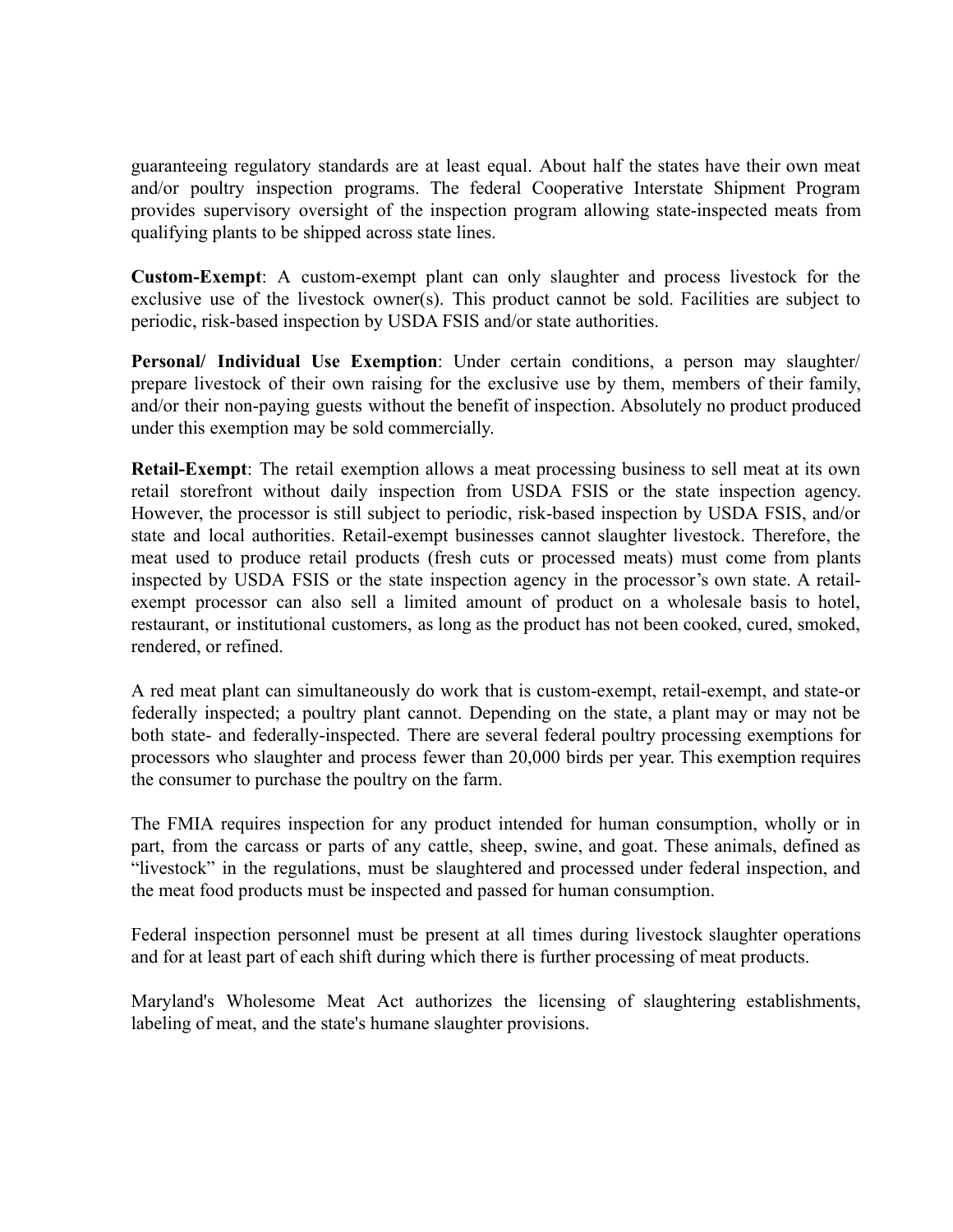guaranteeing regulatory standards are at least equal. About half the states have their own meat and/or poultry inspection programs. The federal Cooperative Interstate Shipment Program provides supervisory oversight of the inspection program allowing state-inspected meats from qualifying plants to be shipped across state lines.

**Custom-Exempt**: A custom-exempt plant can only slaughter and process livestock for the exclusive use of the livestock owner(s). This product cannot be sold. Facilities are subject to periodic, risk-based inspection by USDA FSIS and/or state authorities.

**Personal/ Individual Use Exemption**: Under certain conditions, a person may slaughter/ prepare livestock of their own raising for the exclusive use by them, members of their family, and/or their non-paying guests without the benefit of inspection. Absolutely no product produced under this exemption may be sold commercially.

**Retail-Exempt**: The retail exemption allows a meat processing business to sell meat at its own retail storefront without daily inspection from USDA FSIS or the state inspection agency. However, the processor is still subject to periodic, risk-based inspection by USDA FSIS, and/or state and local authorities. Retail-exempt businesses cannot slaughter livestock. Therefore, the meat used to produce retail products (fresh cuts or processed meats) must come from plants inspected by USDA FSIS or the state inspection agency in the processor's own state. A retail-exempt processor can also sell a limited amount of product on a wholesale basis to hotel, restaurant, or institutional customers, as long as the product has not been cooked, cured, smoked, rendered, or refined.

A red meat plant can simultaneously do work that is custom-exempt, retail-exempt, and state-or federally inspected; a poultry plant cannot. Depending on the state, a plant may or may not be both state- and federally-inspected. There are several federal poultry processing exemptions for processors who slaughter and process fewer than 20,000 birds per year. This exemption requires the consumer to purchase the poultry on the farm.

The FMIA requires inspection for any product intended for human consumption, wholly or in part, from the carcass or parts of any cattle, sheep, swine, and goat. These animals, defined as "livestock" in the regulations, must be slaughtered and processed under federal inspection, and the meat food products must be inspected and passed for human consumption.

Federal inspection personnel must be present at all times during livestock slaughter operations and for at least part of each shift during which there is further processing of meat products.

Maryland's Wholesome Meat Act authorizes the licensing of slaughtering establishments, labeling of meat, and the state's humane slaughter provisions.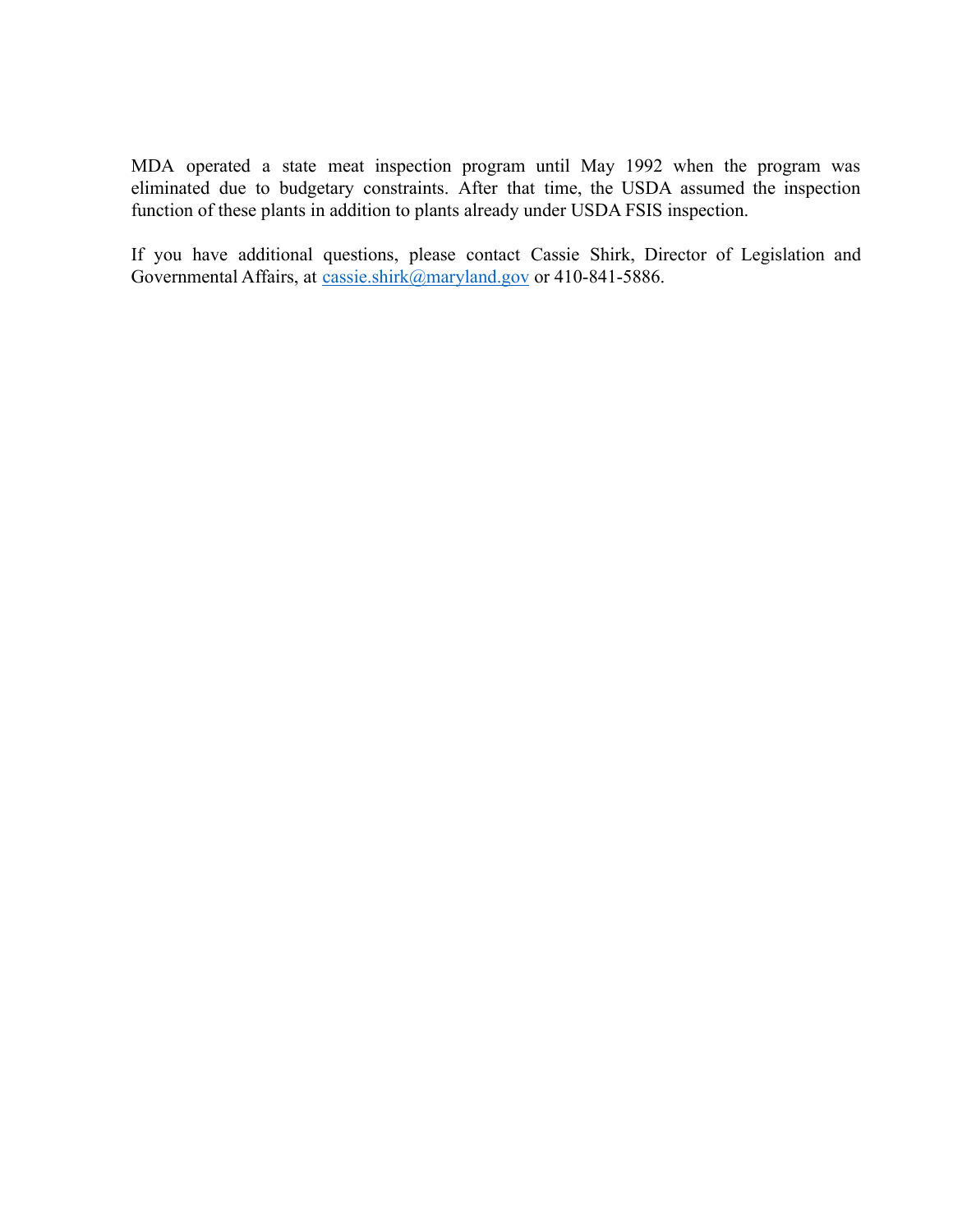MDA operated a state meat inspection program until May 1992 when the program was eliminated due to budgetary constraints. After that time, the USDA assumed the inspection function of these plants in addition to plants already under USDA FSIS inspection.

If you have additional questions, please contact Cassie Shirk, Director of Legislation and Governmental Affairs, at [cassie.shirk@maryland.gov](mailto:cassie.shirk@maryland.gov) or 410-841-5886.